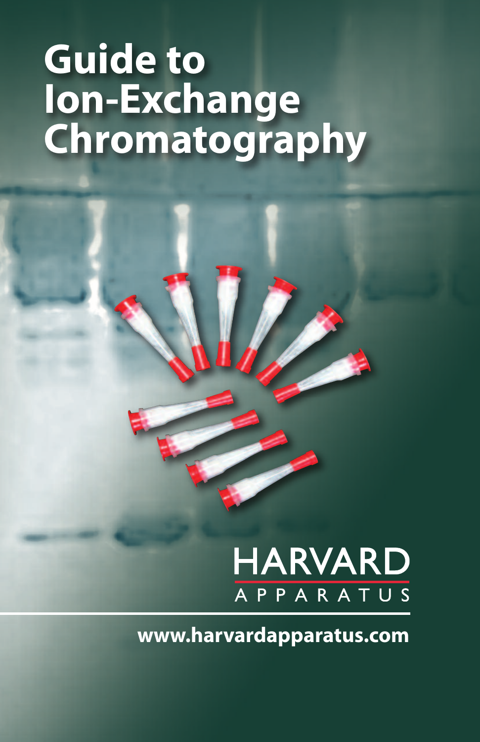# Guide to Ion-Exchange Chromatography

HARVARD APPARATUS

www.harvardapparatus.com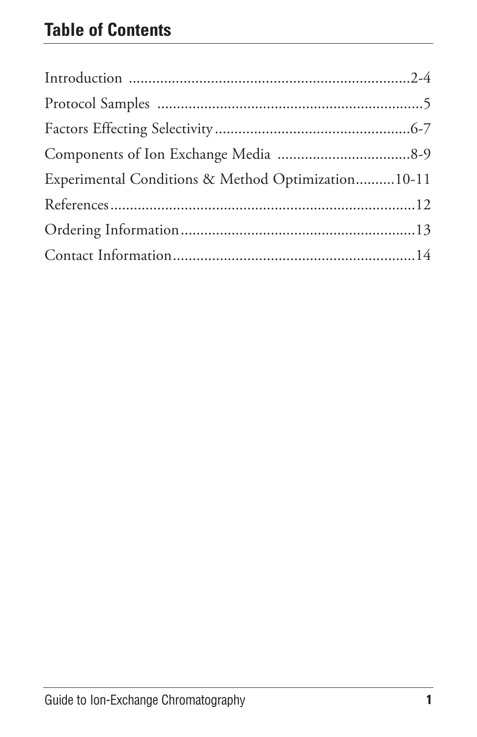## Table of Contents

Introduction ........................................................................2-4

Protocol Samples ....................................................................5

Factors Effecting Selectivity..................................................6-7

Components of Ion Exchange Media .................................8-9

Experimental Conditions & Method Optimization..........10-11

References..............................................................................12

Ordering Information............................................................13

Contact Information..............................................................14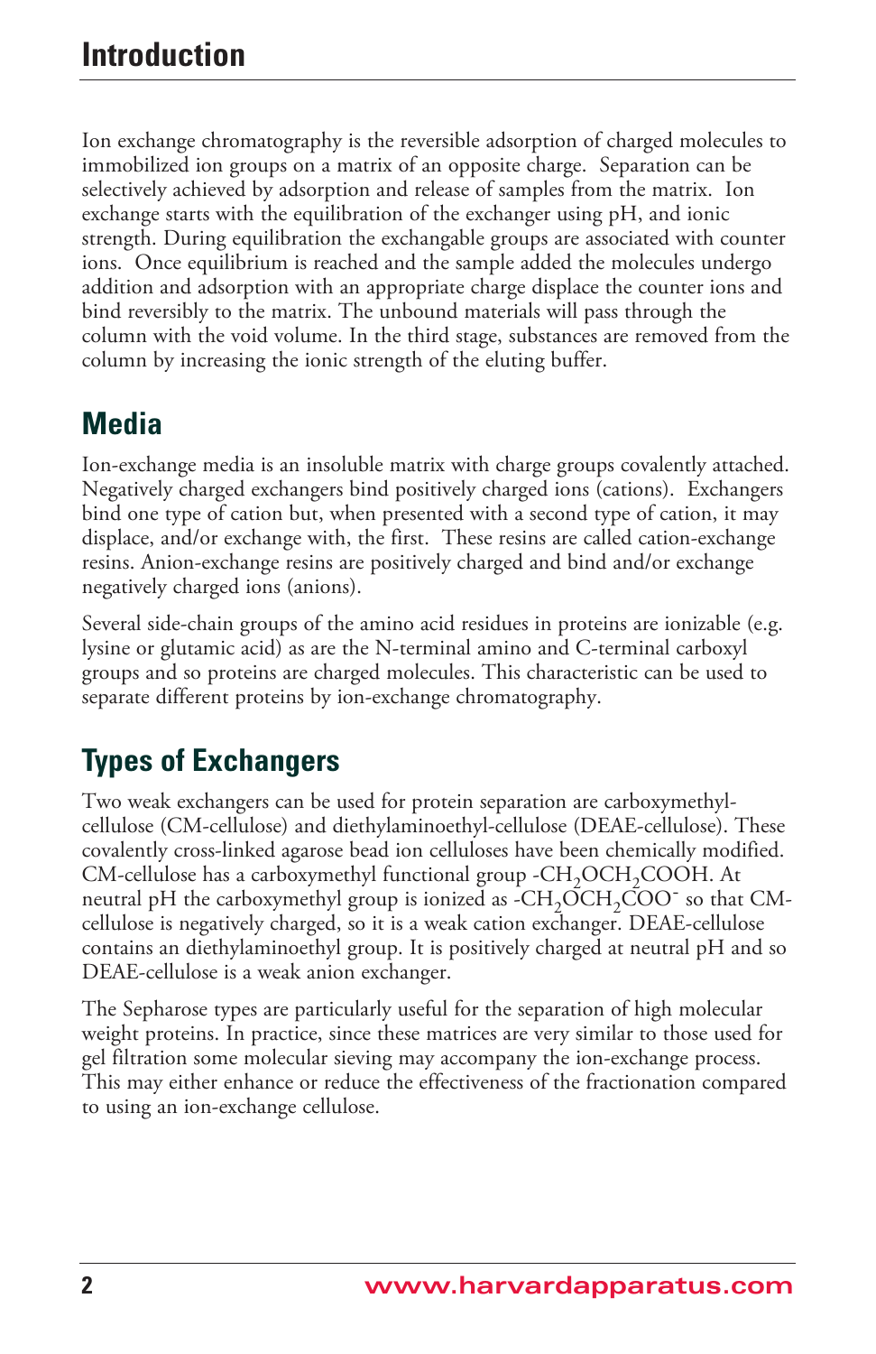# Introduction

Ion exchange chromatography is the reversible adsorption of charged molecules to immobilized ion groups on a matrix of an opposite charge. Separation can be selectively achieved by adsorption and release of samples from the matrix. Ion exchange starts with the equilibration of the exchanger using pH, and ionic strength. During equilibration the exchangable groups are associated with counter ions. Once equilibrium is reached and the sample added the molecules undergo addition and adsorption with an appropriate charge displace the counter ions and bind reversibly to the matrix. The unbound materials will pass through the column with the void volume. In the third stage, substances are removed from the column by increasing the ionic strength of the eluting buffer.

## Media

Ion-exchange media is an insoluble matrix with charge groups covalently attached. Negatively charged exchangers bind positively charged ions (cations). Exchangers bind one type of cation but, when presented with a second type of cation, it may displace, and/or exchange with, the first. These resins are called cation-exchange resins. Anion-exchange resins are positively charged and bind and/or exchange negatively charged ions (anions).

Several side-chain groups of the amino acid residues in proteins are ionizable (e.g. lysine or glutamic acid) as are the N-terminal amino and C-terminal carboxyl groups and so proteins are charged molecules. This characteristic can be used to separate different proteins by ion-exchange chromatography.

## Types of Exchangers

Two weak exchangers can be used for protein separation are carboxymethyl-cellulose (CM-cellulose) and diethylaminoethyl-cellulose (DEAE-cellulose). These covalently cross-linked agarose bead ion celluloses have been chemically modified. CM-cellulose has a carboxymethyl functional group $-CH_2OCH_2COOH$. At neutral pH the carboxymethyl group is ionized as $-CH_2OCH_2COO^-$ so that CM-cellulose is negatively charged, so it is a weak cation exchanger. DEAE-cellulose contains an diethylaminoethyl group. It is positively charged at neutral pH and so DEAE-cellulose is a weak anion exchanger.

The Sepharose types are particularly useful for the separation of high molecular weight proteins. In practice, since these matrices are very similar to those used for gel filtration some molecular sieving may accompany the ion-exchange process. This may either enhance or reduce the effectiveness of the fractionation compared to using an ion-exchange cellulose.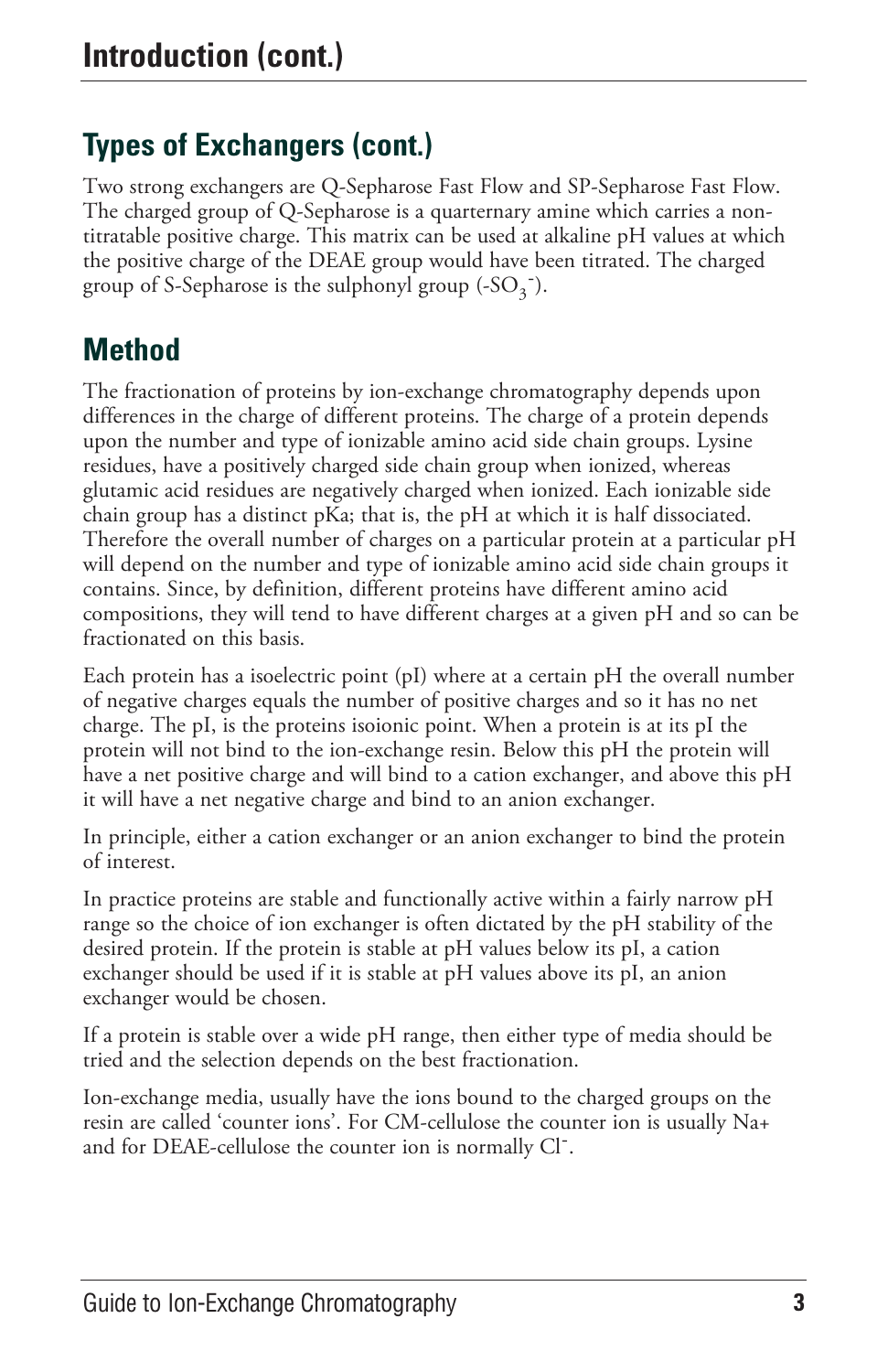# Introduction (cont.)

## Types of Exchangers (cont.)

Two strong exchangers are Q-Sepharose Fast Flow and SP-Sepharose Fast Flow. The charged group of Q-Sepharose is a quarternary amine which carries a non-titratable positive charge. This matrix can be used at alkaline pH values at which the positive charge of the DEAE group would have been titrated. The charged group of S-Sepharose is the sulphonyl group ($-SO_3^-$).

## Method

The fractionation of proteins by ion-exchange chromatography depends upon differences in the charge of different proteins. The charge of a protein depends upon the number and type of ionizable amino acid side chain groups. Lysine residues, have a positively charged side chain group when ionized, whereas glutamic acid residues are negatively charged when ionized. Each ionizable side chain group has a distinct pKa; that is, the pH at which it is half dissociated. Therefore the overall number of charges on a particular protein at a particular pH will depend on the number and type of ionizable amino acid side chain groups it contains. Since, by definition, different proteins have different amino acid compositions, they will tend to have different charges at a given pH and so can be fractionated on this basis.

Each protein has a isoelectric point (pI) where at a certain pH the overall number of negative charges equals the number of positive charges and so it has no net charge. The pI, is the proteins isoionic point. When a protein is at its pI the protein will not bind to the ion-exchange resin. Below this pH the protein will have a net positive charge and will bind to a cation exchanger, and above this pH it will have a net negative charge and bind to an anion exchanger.

In principle, either a cation exchanger or an anion exchanger to bind the protein of interest.

In practice proteins are stable and functionally active within a fairly narrow pH range so the choice of ion exchanger is often dictated by the pH stability of the desired protein. If the protein is stable at pH values below its pI, a cation exchanger should be used if it is stable at pH values above its pI, an anion exchanger would be chosen.

If a protein is stable over a wide pH range, then either type of media should be tried and the selection depends on the best fractionation.

Ion-exchange media, usually have the ions bound to the charged groups on the resin are called 'counter ions'. For CM-cellulose the counter ion is usually $Na^+$ and for DEAE-cellulose the counter ion is normally $Cl^-$.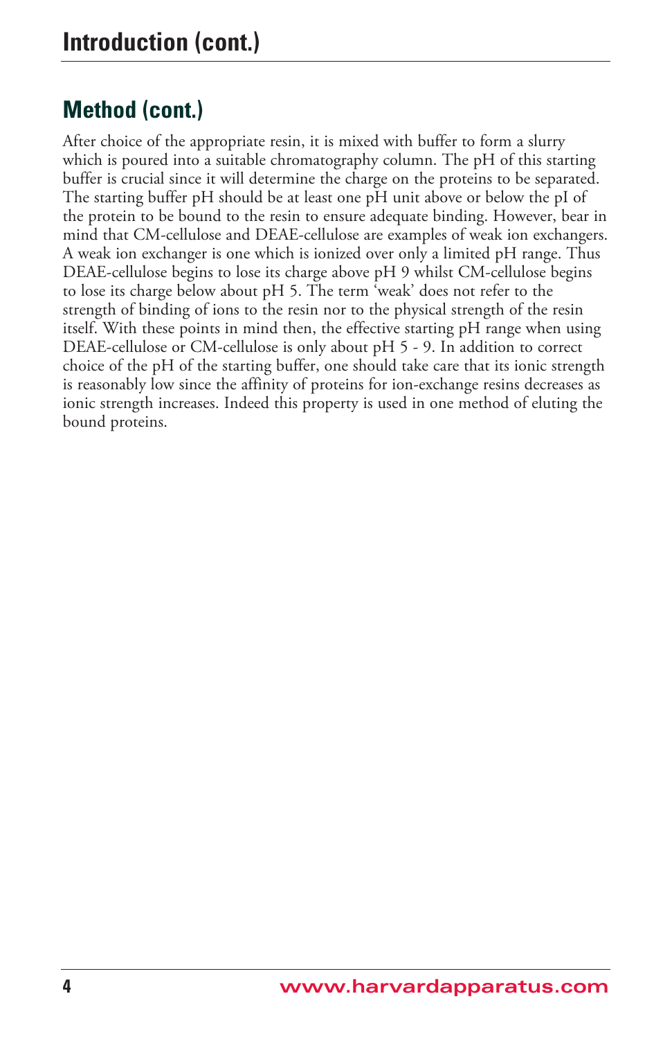# Introduction (cont.)

## Method (cont.)

After choice of the appropriate resin, it is mixed with buffer to form a slurry which is poured into a suitable chromatography column. The pH of this starting buffer is crucial since it will determine the charge on the proteins to be separated. The starting buffer pH should be at least one pH unit above or below the pI of the protein to be bound to the resin to ensure adequate binding. However, bear in mind that CM-cellulose and DEAE-cellulose are examples of weak ion exchangers. A weak ion exchanger is one which is ionized over only a limited pH range. Thus DEAE-cellulose begins to lose its charge above pH 9 whilst CM-cellulose begins to lose its charge below about pH 5. The term 'weak' does not refer to the strength of binding of ions to the resin nor to the physical strength of the resin itself. With these points in mind then, the effective starting pH range when using DEAE-cellulose or CM-cellulose is only about pH 5 - 9. In addition to correct choice of the pH of the starting buffer, one should take care that its ionic strength is reasonably low since the affinity of proteins for ion-exchange resins decreases as ionic strength increases. Indeed this property is used in one method of eluting the bound proteins.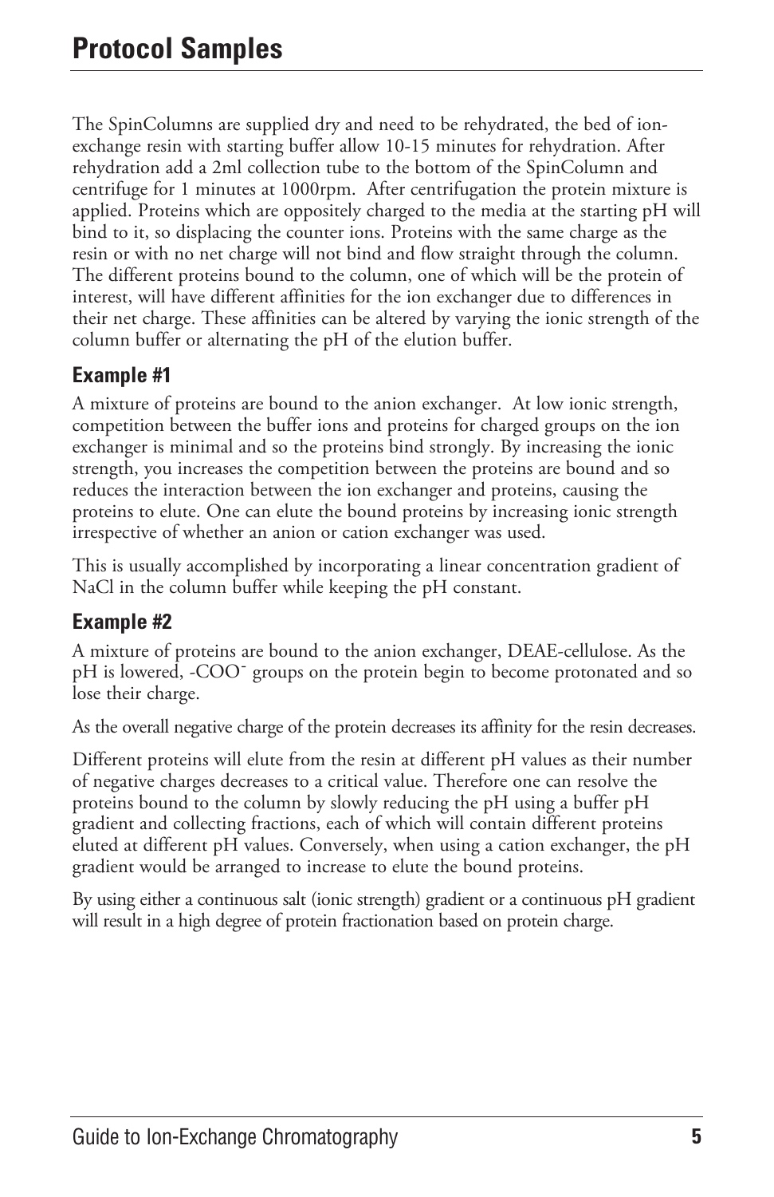# Protocol Samples

The SpinColumns are supplied dry and need to be rehydrated, the bed of ion-exchange resin with starting buffer allow 10-15 minutes for rehydration. After rehydration add a 2ml collection tube to the bottom of the SpinColumn and centrifuge for 1 minutes at 1000rpm. After centrifugation the protein mixture is applied. Proteins which are oppositely charged to the media at the starting pH will bind to it, so displacing the counter ions. Proteins with the same charge as the resin or with no net charge will not bind and flow straight through the column. The different proteins bound to the column, one of which will be the protein of interest, will have different affinities for the ion exchanger due to differences in their net charge. These affinities can be altered by varying the ionic strength of the column buffer or alternating the pH of the elution buffer.

### Example #1

A mixture of proteins are bound to the anion exchanger. At low ionic strength, competition between the buffer ions and proteins for charged groups on the ion exchanger is minimal and so the proteins bind strongly. By increasing the ionic strength, you increases the competition between the proteins are bound and so reduces the interaction between the ion exchanger and proteins, causing the proteins to elute. One can elute the bound proteins by increasing ionic strength irrespective of whether an anion or cation exchanger was used.

This is usually accomplished by incorporating a linear concentration gradient of NaCl in the column buffer while keeping the pH constant.

### Example #2

A mixture of proteins are bound to the anion exchanger, DEAE-cellulose. As the pH is lowered, $-COO^-$ groups on the protein begin to become protonated and so lose their charge.

As the overall negative charge of the protein decreases its affinity for the resin decreases.

Different proteins will elute from the resin at different pH values as their number of negative charges decreases to a critical value. Therefore one can resolve the proteins bound to the column by slowly reducing the pH using a buffer pH gradient and collecting fractions, each of which will contain different proteins eluted at different pH values. Conversely, when using a cation exchanger, the pH gradient would be arranged to increase to elute the bound proteins.

By using either a continuous salt (ionic strength) gradient or a continuous pH gradient will result in a high degree of protein fractionation based on protein charge.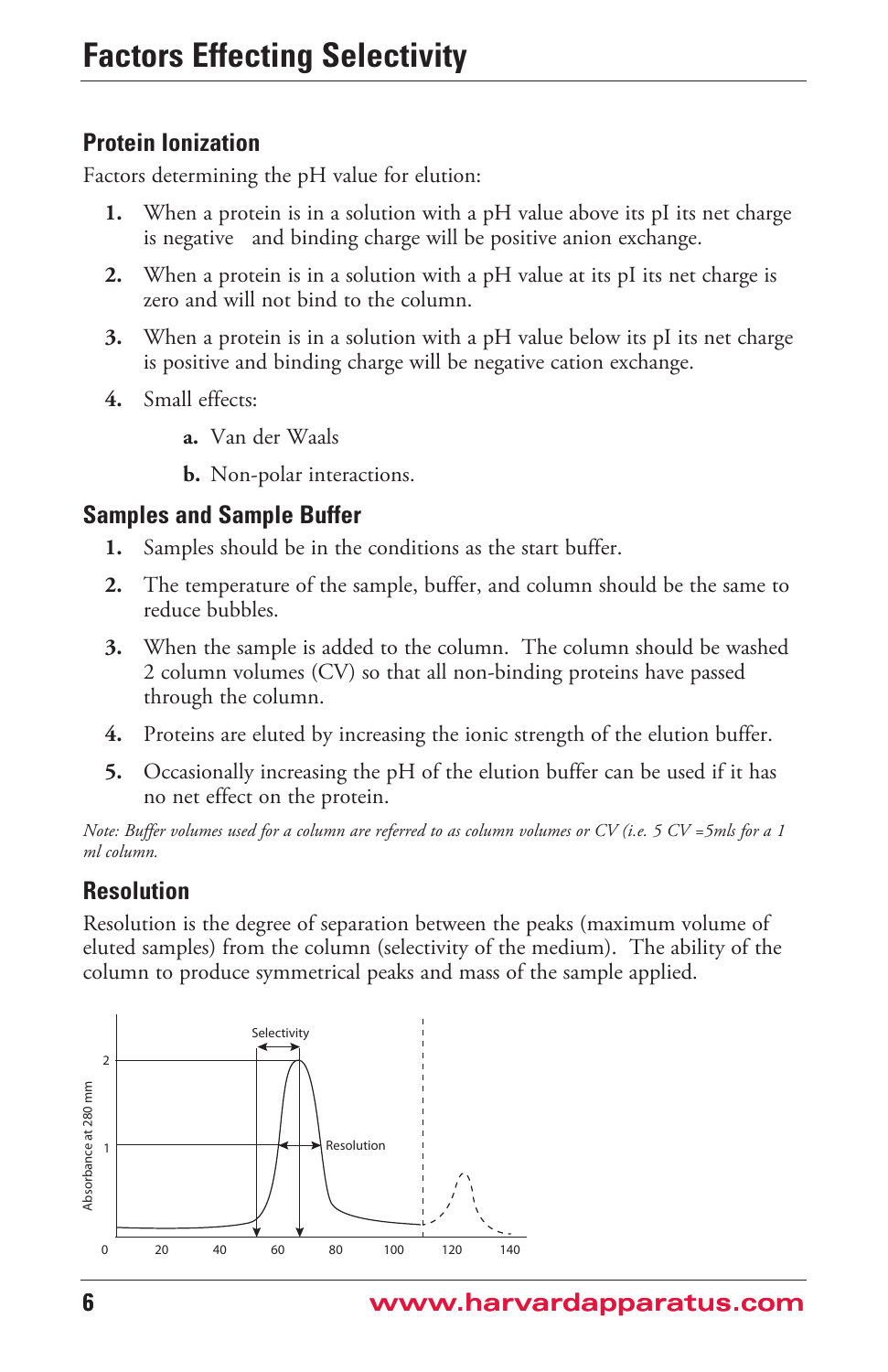# Factors Effecting Selectivity

## Protein Ionization

Factors determining the pH value for elution:

1. When a protein is in a solution with a pH value above its pI its net charge is negative  and binding charge will be positive anion exchange.
2. When a protein is in a solution with a pH value at its pI its net charge is zero and will not bind to the column.
3. When a protein is in a solution with a pH value below its pI its net charge is positive and binding charge will be negative cation exchange.
4. Small effects:
   a. Van der Waals
   b. Non-polar interactions.

## Samples and Sample Buffer

1. Samples should be in the conditions as the start buffer.
2. The temperature of the sample, buffer, and column should be the same to reduce bubbles.
3. When the sample is added to the column.  The column should be washed 2 column volumes (CV) so that all non-binding proteins have passed through the column.
4. Proteins are eluted by increasing the ionic strength of the elution buffer.
5. Occasionally increasing the pH of the elution buffer can be used if it has no net effect on the protein.

*Note: Buffer volumes used for a column are referred to as column volumes or CV (i.e. 5 CV =5mls for a 1 ml column.*

## Resolution

Resolution is the degree of separation between the peaks (maximum volume of eluted samples) from the column (selectivity of the medium).  The ability of the column to produce symmetrical peaks and mass of the sample applied.

Selectivity

Resolution

Absorbance at 280 mm

0 20 40 60 80 100 120 140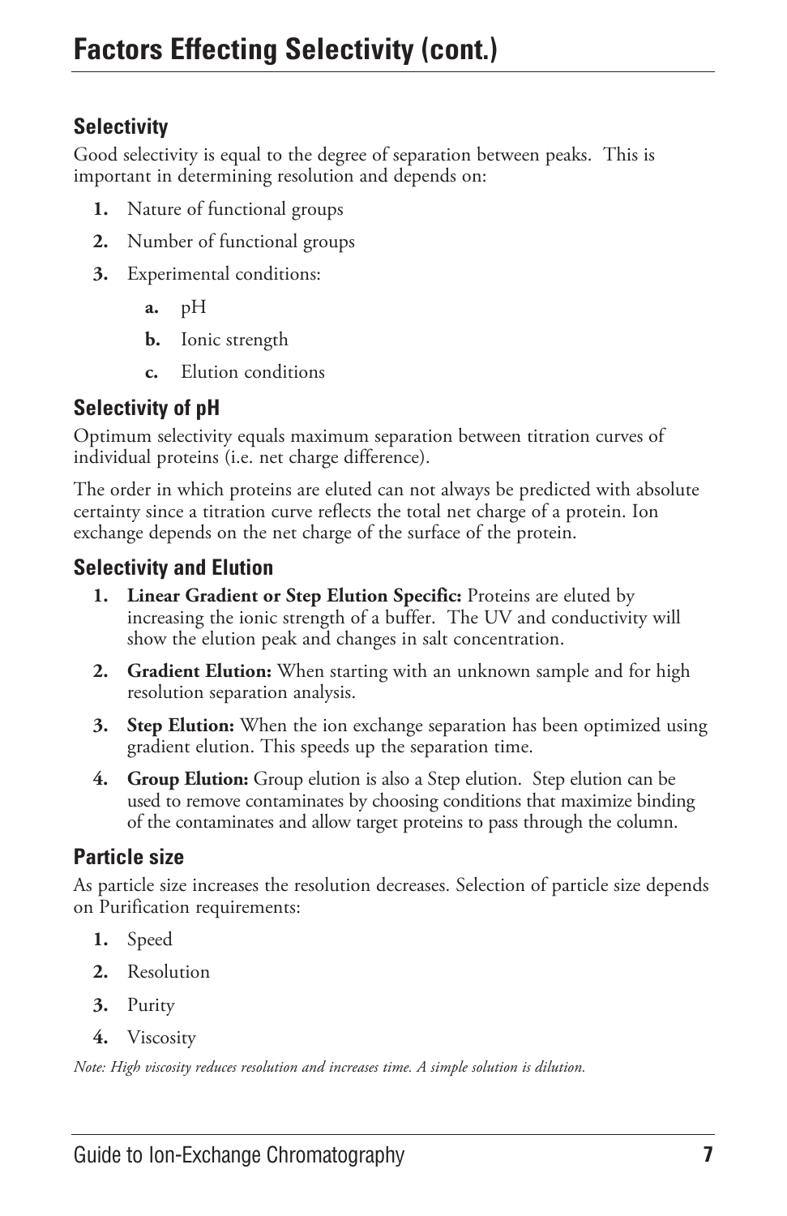# Factors Effecting Selectivity (cont.)

## Selectivity

Good selectivity is equal to the degree of separation between peaks. This is important in determining resolution and depends on:

1. Nature of functional groups
2. Number of functional groups
3. Experimental conditions:
   a. pH
   b. Ionic strength
   c. Elution conditions

## Selectivity of pH

Optimum selectivity equals maximum separation between titration curves of individual proteins (i.e. net charge difference).

The order in which proteins are eluted can not always be predicted with absolute certainty since a titration curve reflects the total net charge of a protein. Ion exchange depends on the net charge of the surface of the protein.

## Selectivity and Elution

1. **Linear Gradient or Step Elution Specific:** Proteins are eluted by increasing the ionic strength of a buffer. The UV and conductivity will show the elution peak and changes in salt concentration.
2. **Gradient Elution:** When starting with an unknown sample and for high resolution separation analysis.
3. **Step Elution:** When the ion exchange separation has been optimized using gradient elution. This speeds up the separation time.
4. **Group Elution:** Group elution is also a Step elution. Step elution can be used to remove contaminates by choosing conditions that maximize binding of the contaminates and allow target proteins to pass through the column.

## Particle size

As particle size increases the resolution decreases. Selection of particle size depends on Purification requirements:

1. Speed
2. Resolution
3. Purity
4. Viscosity

*Note: High viscosity reduces resolution and increases time. A simple solution is dilution.*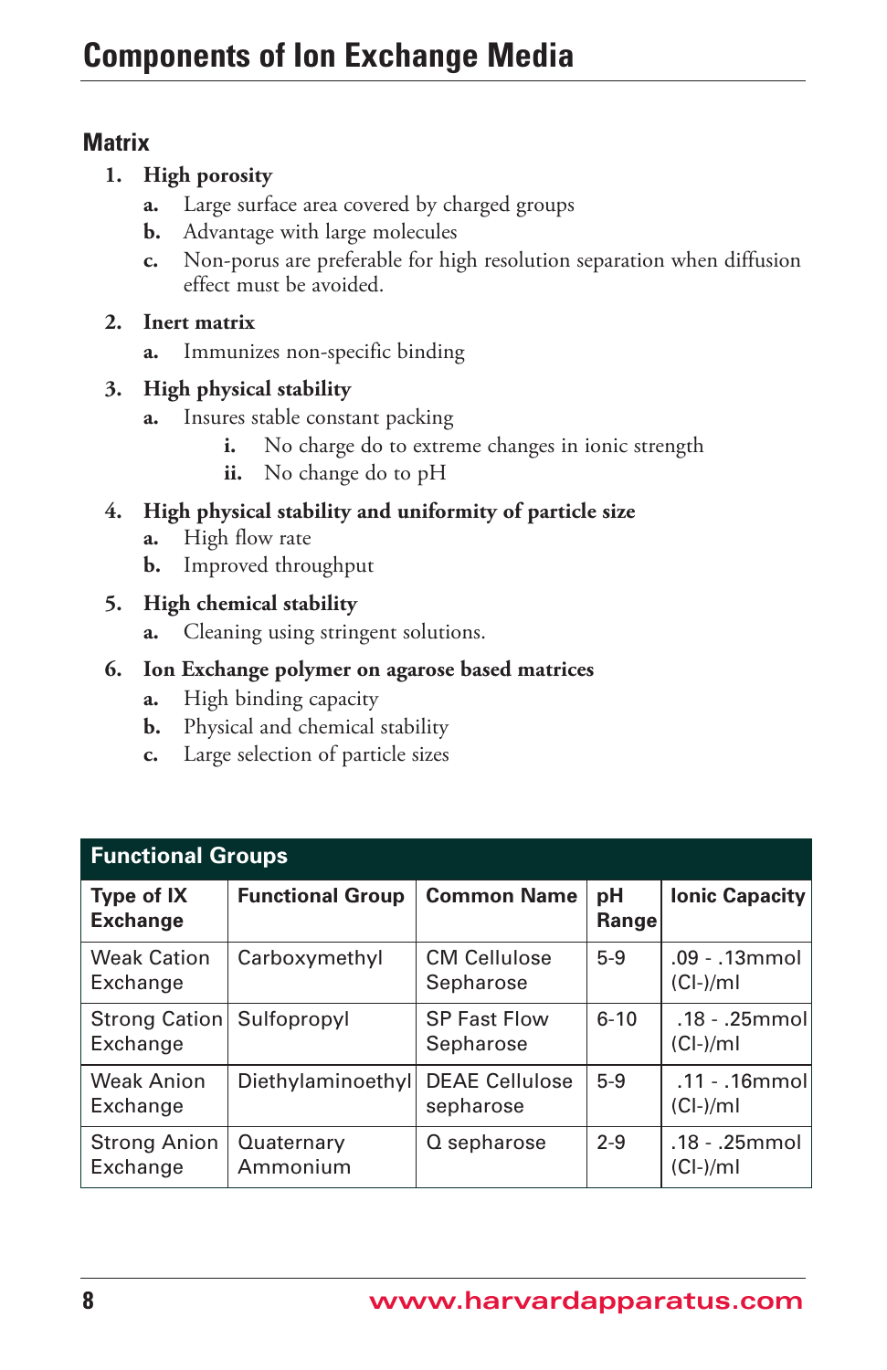# Components of Ion Exchange Media

## Matrix

1. **High porosity**
   - **a.** Large surface area covered by charged groups
   - **b.** Advantage with large molecules
   - **c.** Non-porus are preferable for high resolution separation when diffusion effect must be avoided.
2. **Inert matrix**
   - **a.** Immunizes non-specific binding
3. **High physical stability**
   - **a.** Insures stable constant packing
     - **i.** No charge do to extreme changes in ionic strength
     - **ii.** No change do to pH
4. **High physical stability and uniformity of particle size**
   - **a.** High flow rate
   - **b.** Improved throughput
5. **High chemical stability**
   - **a.** Cleaning using stringent solutions.
6. **Ion Exchange polymer on agarose based matrices**
   - **a.** High binding capacity
   - **b.** Physical and chemical stability
   - **c.** Large selection of particle sizes

| Functional Groups | | | | |
|---|---|---|---|---|
| **Type of IX Exchange** | **Functional Group** | **Common Name** | **pH Range** | **Ionic Capacity** |
| Weak Cation Exchange | Carboxymethyl | CM Cellulose Sepharose | 5-9 | .09 - .13mmol (Cl-)/ml |
| Strong Cation Exchange | Sulfopropyl | SP Fast Flow Sepharose | 6-10 | .18 - .25mmol (Cl-)/ml |
| Weak Anion Exchange | Diethylaminoethyl | DEAE Cellulose sepharose | 5-9 | .11 - .16mmol (Cl-)/ml |
| Strong Anion Exchange | Quaternary Ammonium | Q sepharose | 2-9 | .18 - .25mmol (Cl-)/ml |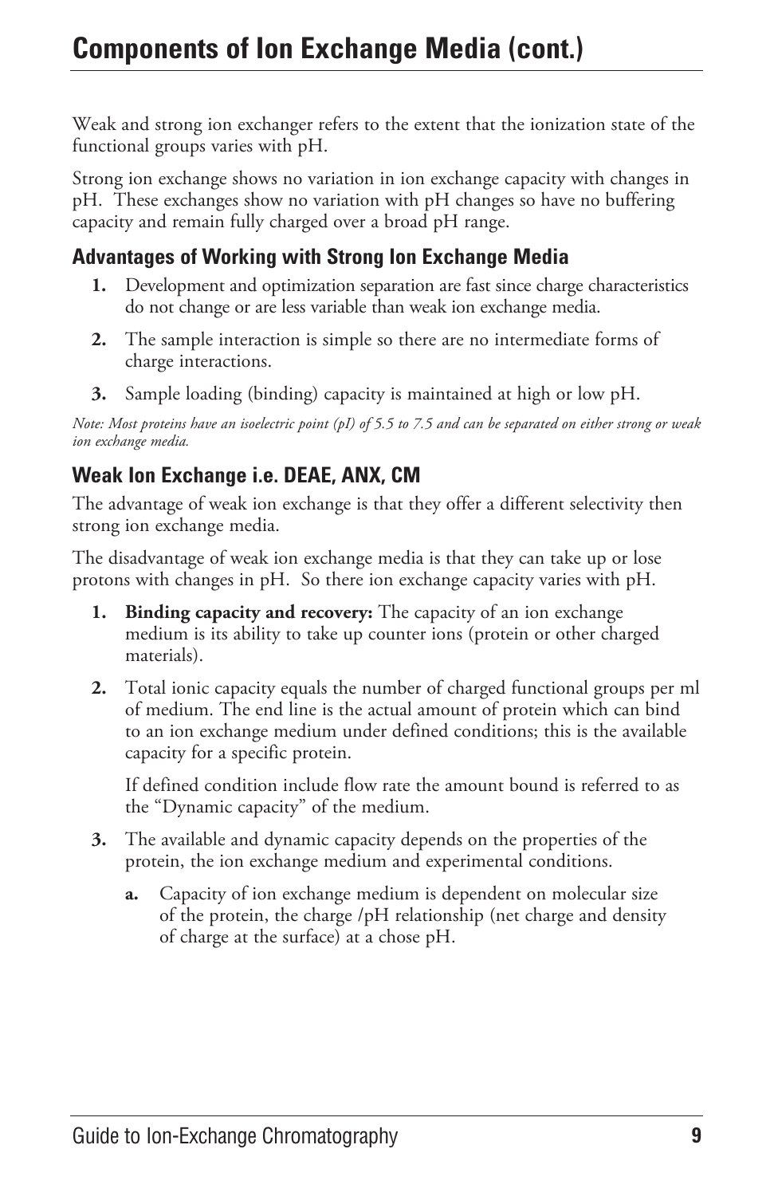# Components of Ion Exchange Media (cont.)

Weak and strong ion exchanger refers to the extent that the ionization state of the functional groups varies with pH.

Strong ion exchange shows no variation in ion exchange capacity with changes in pH. These exchanges show no variation with pH changes so have no buffering capacity and remain fully charged over a broad pH range.

### Advantages of Working with Strong Ion Exchange Media

1. Development and optimization separation are fast since charge characteristics do not change or are less variable than weak ion exchange media.
2. The sample interaction is simple so there are no intermediate forms of charge interactions.
3. Sample loading (binding) capacity is maintained at high or low pH.

*Note: Most proteins have an isoelectric point (pI) of 5.5 to 7.5 and can be separated on either strong or weak ion exchange media.*

### Weak Ion Exchange i.e. DEAE, ANX, CM

The advantage of weak ion exchange is that they offer a different selectivity then strong ion exchange media.

The disadvantage of weak ion exchange media is that they can take up or lose protons with changes in pH. So there ion exchange capacity varies with pH.

1. **Binding capacity and recovery:** The capacity of an ion exchange medium is its ability to take up counter ions (protein or other charged materials).
2. Total ionic capacity equals the number of charged functional groups per ml of medium. The end line is the actual amount of protein which can bind to an ion exchange medium under defined conditions; this is the available capacity for a specific protein.

   If defined condition include flow rate the amount bound is referred to as the "Dynamic capacity" of the medium.
3. The available and dynamic capacity depends on the properties of the protein, the ion exchange medium and experimental conditions.
   a. Capacity of ion exchange medium is dependent on molecular size of the protein, the charge /pH relationship (net charge and density of charge at the surface) at a chose pH.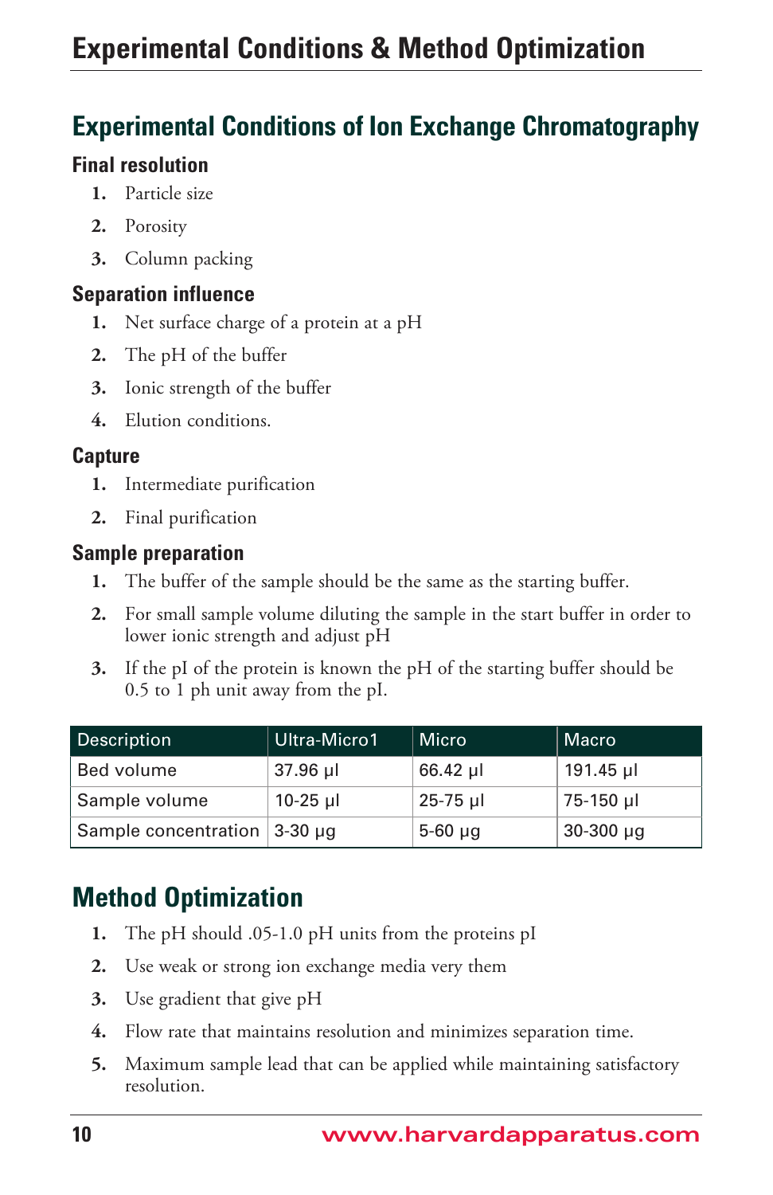# Experimental Conditions & Method Optimization

## Experimental Conditions of Ion Exchange Chromatography

### Final resolution

1. Particle size
2. Porosity
3. Column packing

### Separation influence

1. Net surface charge of a protein at a pH
2. The pH of the buffer
3. Ionic strength of the buffer
4. Elution conditions.

### Capture

1. Intermediate purification
2. Final purification

### Sample preparation

1. The buffer of the sample should be the same as the starting buffer.
2. For small sample volume diluting the sample in the start buffer in order to lower ionic strength and adjust pH
3. If the pI of the protein is known the pH of the starting buffer should be 0.5 to 1 ph unit away from the pI.

| Description | Ultra-Micro1 | Micro | Macro |
|---|---|---|---|
| Bed volume | 37.96 µl | 66.42 µl | 191.45 µl |
| Sample volume | 10-25 µl | 25-75 µl | 75-150 µl |
| Sample concentration | 3-30 µg | 5-60 µg | 30-300 µg |

## Method Optimization

1. The pH should .05-1.0 pH units from the proteins pI
2. Use weak or strong ion exchange media very them
3. Use gradient that give pH
4. Flow rate that maintains resolution and minimizes separation time.
5. Maximum sample lead that can be applied while maintaining satisfactory resolution.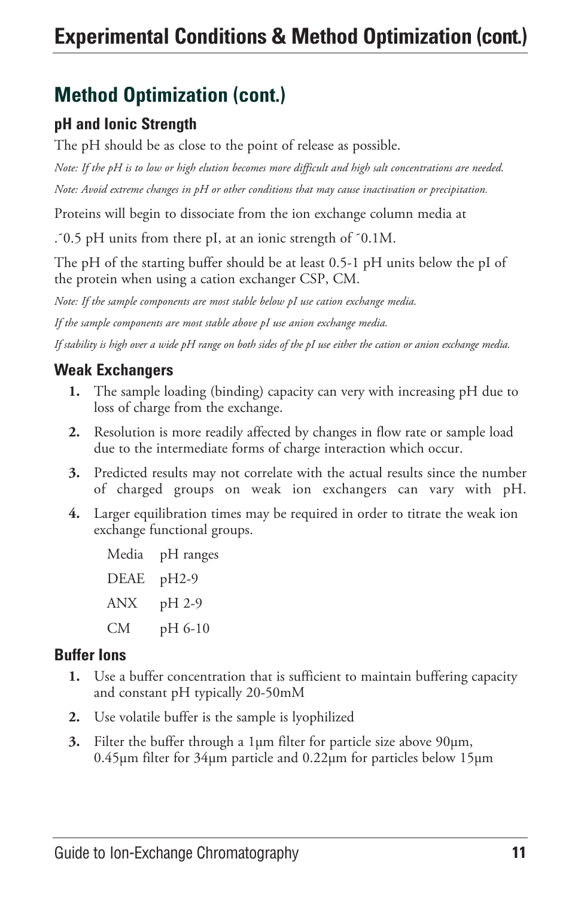# Experimental Conditions & Method Optimization (cont.)

## Method Optimization (cont.)

### pH and Ionic Strength

The pH should be as close to the point of release as possible.

*Note: If the pH is to low or high elution becomes more difficult and high salt concentrations are needed.*

*Note: Avoid extreme changes in pH or other conditions that may cause inactivation or precipitation.*

Proteins will begin to dissociate from the ion exchange column media at

.˜0.5 pH units from there pI, at an ionic strength of ˜0.1M.

The pH of the starting buffer should be at least 0.5-1 pH units below the pI of the protein when using a cation exchanger CSP, CM.

*Note: If the sample components are most stable below pI use cation exchange media.*

*If the sample components are most stable above pI use anion exchange media.*

*If stability is high over a wide pH range on both sides of the pI use either the cation or anion exchange media.*

### Weak Exchangers

1. The sample loading (binding) capacity can very with increasing pH due to loss of charge from the exchange.
2. Resolution is more readily affected by changes in flow rate or sample load due to the intermediate forms of charge interaction which occur.
3. Predicted results may not correlate with the actual results since the number of charged groups on weak ion exchangers can vary with pH.
4. Larger equilibration times may be required in order to titrate the weak ion exchange functional groups.

| Media | pH ranges |
|---|---|
| DEAE | pH2-9 |
| ANX | pH 2-9 |
| CM | pH 6-10 |

### Buffer Ions

1. Use a buffer concentration that is sufficient to maintain buffering capacity and constant pH typically 20-50mM
2. Use volatile buffer is the sample is lyophilized
3. Filter the buffer through a 1µm filter for particle size above 90µm, 0.45µm filter for 34µm particle and 0.22µm for particles below 15µm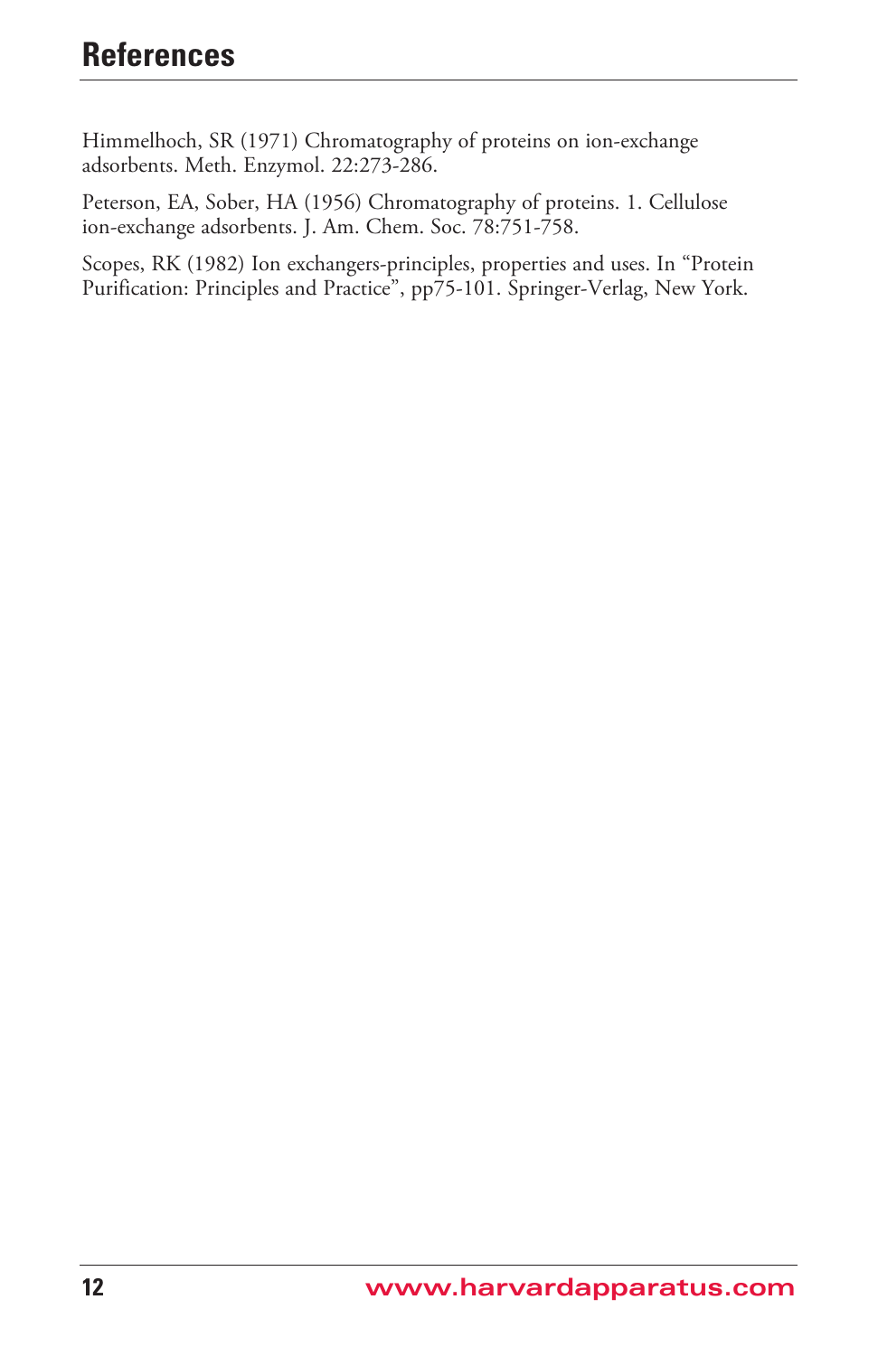# References

Himmelhoch, SR (1971) Chromatography of proteins on ion-exchange adsorbents. Meth. Enzymol. 22:273-286.

Peterson, EA, Sober, HA (1956) Chromatography of proteins. 1. Cellulose ion-exchange adsorbents. J. Am. Chem. Soc. 78:751-758.

Scopes, RK (1982) Ion exchangers-principles, properties and uses. In "Protein Purification: Principles and Practice", pp75-101. Springer-Verlag, New York.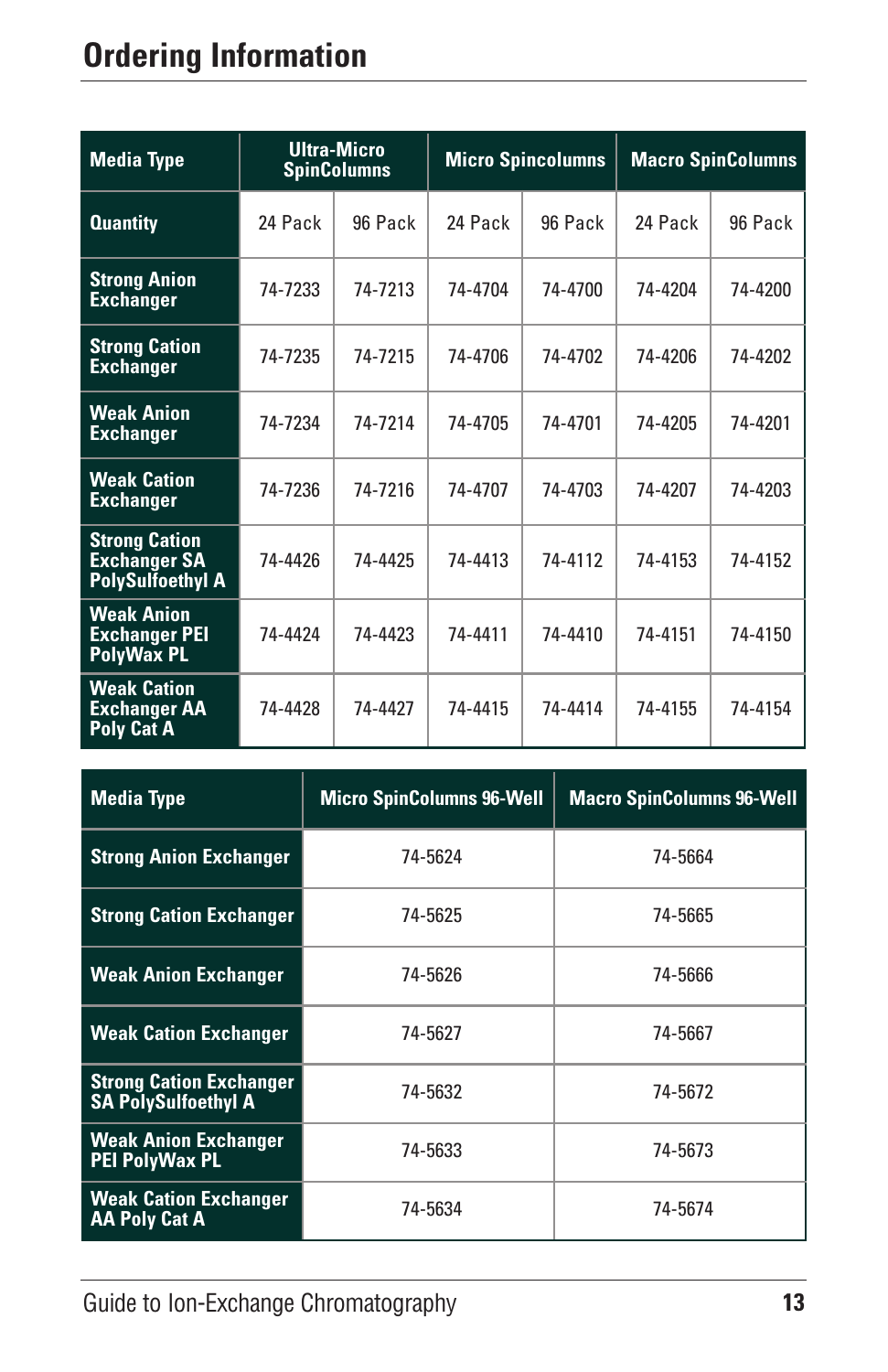# Ordering Information

| Media Type | Ultra-Micro SpinColumns | | Micro Spincolumns | | Macro SpinColumns | |
|---|---|---|---|---|---|---|
| Quantity | 24 Pack | 96 Pack | 24 Pack | 96 Pack | 24 Pack | 96 Pack |
| Strong Anion Exchanger | 74-7233 | 74-7213 | 74-4704 | 74-4700 | 74-4204 | 74-4200 |
| Strong Cation Exchanger | 74-7235 | 74-7215 | 74-4706 | 74-4702 | 74-4206 | 74-4202 |
| Weak Anion Exchanger | 74-7234 | 74-7214 | 74-4705 | 74-4701 | 74-4205 | 74-4201 |
| Weak Cation Exchanger | 74-7236 | 74-7216 | 74-4707 | 74-4703 | 74-4207 | 74-4203 |
| Strong Cation Exchanger SA PolySulfoethyl A | 74-4426 | 74-4425 | 74-4413 | 74-4112 | 74-4153 | 74-4152 |
| Weak Anion Exchanger PEI PolyWax PL | 74-4424 | 74-4423 | 74-4411 | 74-4410 | 74-4151 | 74-4150 |
| Weak Cation Exchanger AA Poly Cat A | 74-4428 | 74-4427 | 74-4415 | 74-4414 | 74-4155 | 74-4154 |

| Media Type | Micro SpinColumns 96-Well | Macro SpinColumns 96-Well |
|---|---|---|
| Strong Anion Exchanger | 74-5624 | 74-5664 |
| Strong Cation Exchanger | 74-5625 | 74-5665 |
| Weak Anion Exchanger | 74-5626 | 74-5666 |
| Weak Cation Exchanger | 74-5627 | 74-5667 |
| Strong Cation Exchanger SA PolySulfoethyl A | 74-5632 | 74-5672 |
| Weak Anion Exchanger PEI PolyWax PL | 74-5633 | 74-5673 |
| Weak Cation Exchanger AA Poly Cat A | 74-5634 | 74-5674 |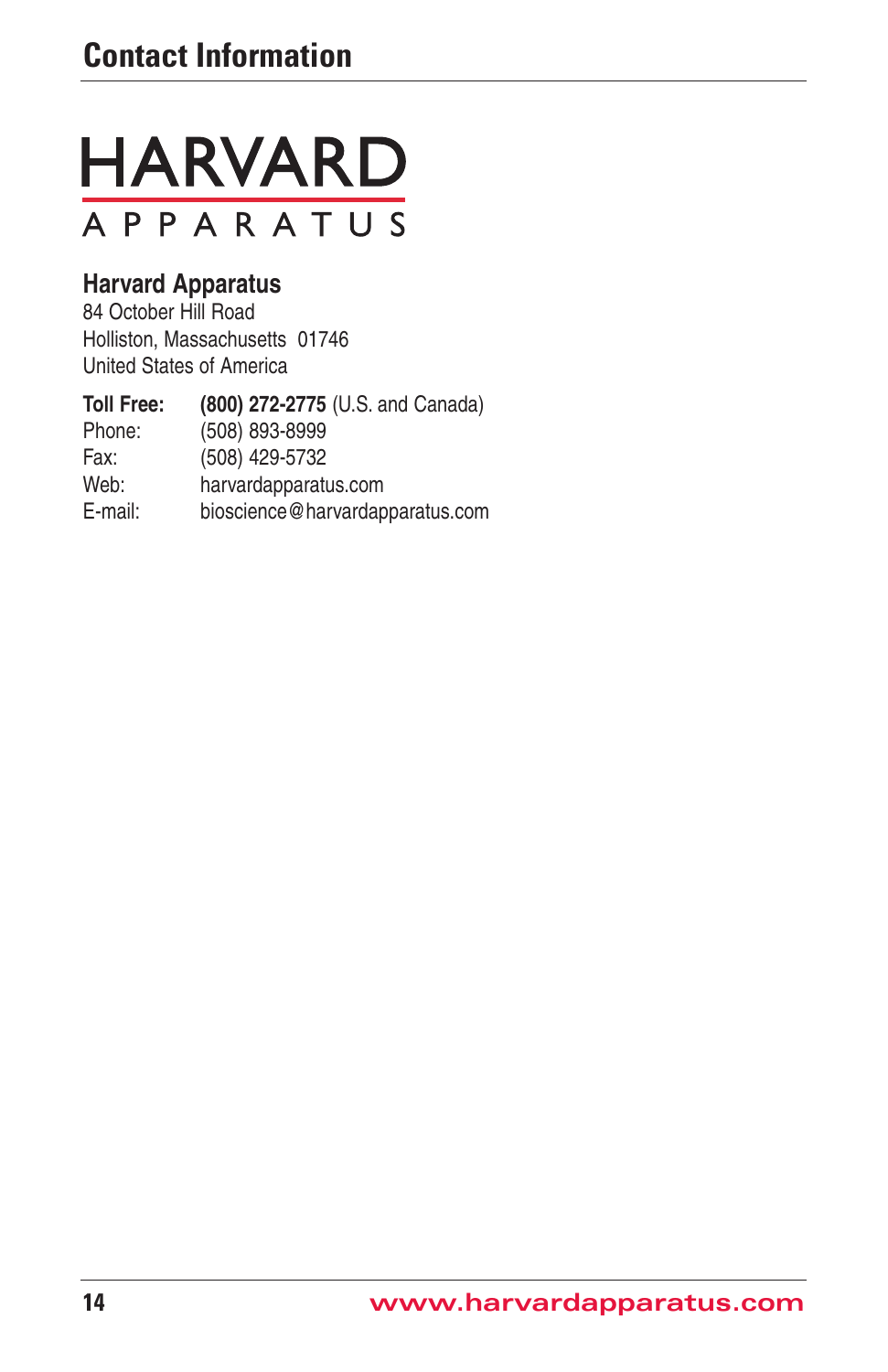# Contact Information

HARVARD
APPARATUS

**Harvard Apparatus**
84 October Hill Road
Holliston, Massachusetts 01746
United States of America

| | |
|---|---|
| **Toll Free:** | **(800) 272-2775** (U.S. and Canada) |
| Phone: | (508) 893-8999 |
| Fax: | (508) 429-5732 |
| Web: | harvardapparatus.com |
| E-mail: | bioscience@harvardapparatus.com |